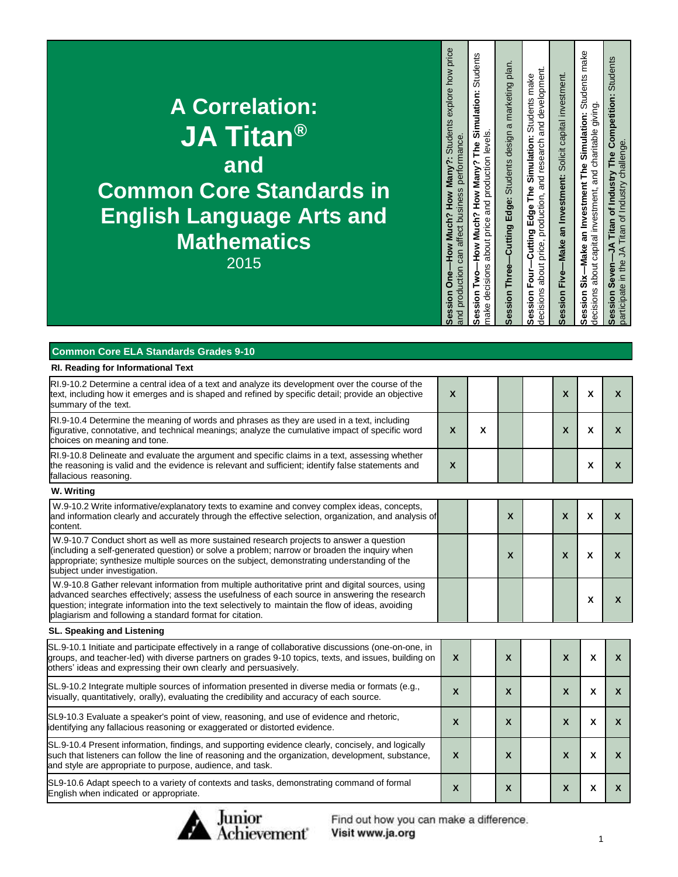# A Correlation: JA Titan® and Common Core Standards in English Language Arts and Mathematics

2015

| Common Core ELA Standards Grades 9-10 | **Session One—How Much? How Many?:** Students explore how price and production can affect business performance. | **Session Two—How Much? How Many? The Simulation:** Students make decisions about price and production levels. | **Session Three—Cutting Edge:** Students design a marketing plan. | **Session Four—Cutting Edge The Simulation:** Students make decisions about price, production, and research and development. | **Session Five—Make an Investment:** Solicit capital investment. | **Session Six—Make an Investment The Simulation:** Students make decisions about capital investment, and charitable giving. | **Session Seven—JA Titan of Industry The Competition:** Students participate in the JA Titan of Industry challenge. |
|---|---|---|---|---|---|---|---|
| **RI. Reading for Informational Text** | | | | | | | |
| RI.9-10.2 Determine a central idea of a text and analyze its development over the course of the text, including how it emerges and is shaped and refined by specific detail; provide an objective summary of the text. | X | | | | X | X | X |
| RI.9-10.4 Determine the meaning of words and phrases as they are used in a text, including figurative, connotative, and technical meanings; analyze the cumulative impact of specific word choices on meaning and tone. | X | X | | | X | X | X |
| RI.9-10.8 Delineate and evaluate the argument and specific claims in a text, assessing whether the reasoning is valid and the evidence is relevant and sufficient; identify false statements and fallacious reasoning. | X | | | | | X | X |
| **W. Writing** | | | | | | | |
| W.9-10.2 Write informative/explanatory texts to examine and convey complex ideas, concepts, and information clearly and accurately through the effective selection, organization, and analysis of content. | | | X | | X | X | X |
| W.9-10.7 Conduct short as well as more sustained research projects to answer a question (including a self-generated question) or solve a problem; narrow or broaden the inquiry when appropriate; synthesize multiple sources on the subject, demonstrating understanding of the subject under investigation. | | | X | | X | X | X |
| W.9-10.8 Gather relevant information from multiple authoritative print and digital sources, using advanced searches effectively; assess the usefulness of each source in answering the research question; integrate information into the text selectively to maintain the flow of ideas, avoiding plagiarism and following a standard format for citation. | | | | | | X | X |
| **SL. Speaking and Listening** | | | | | | | |
| SL.9-10.1 Initiate and participate effectively in a range of collaborative discussions (one-on-one, in groups, and teacher-led) with diverse partners on grades 9-10 topics, texts, and issues, building on others' ideas and expressing their own clearly and persuasively. | X | | X | | X | X | X |
| SL.9-10.2 Integrate multiple sources of information presented in diverse media or formats (e.g., visually, quantitatively, orally), evaluating the credibility and accuracy of each source. | X | | X | | X | X | X |
| SL9-10.3 Evaluate a speaker's point of view, reasoning, and use of evidence and rhetoric, identifying any fallacious reasoning or exaggerated or distorted evidence. | X | | X | | X | X | X |
| SL.9-10.4 Present information, findings, and supporting evidence clearly, concisely, and logically such that listeners can follow the line of reasoning and the organization, development, substance, and style are appropriate to purpose, audience, and task. | X | | X | | X | X | X |
| SL9-10.6 Adapt speech to a variety of contexts and tasks, demonstrating command of formal English when indicated or appropriate. | X | | X | | X | X | X |

Junior Achievement — Find out how you can make a difference. Visit www.ja.org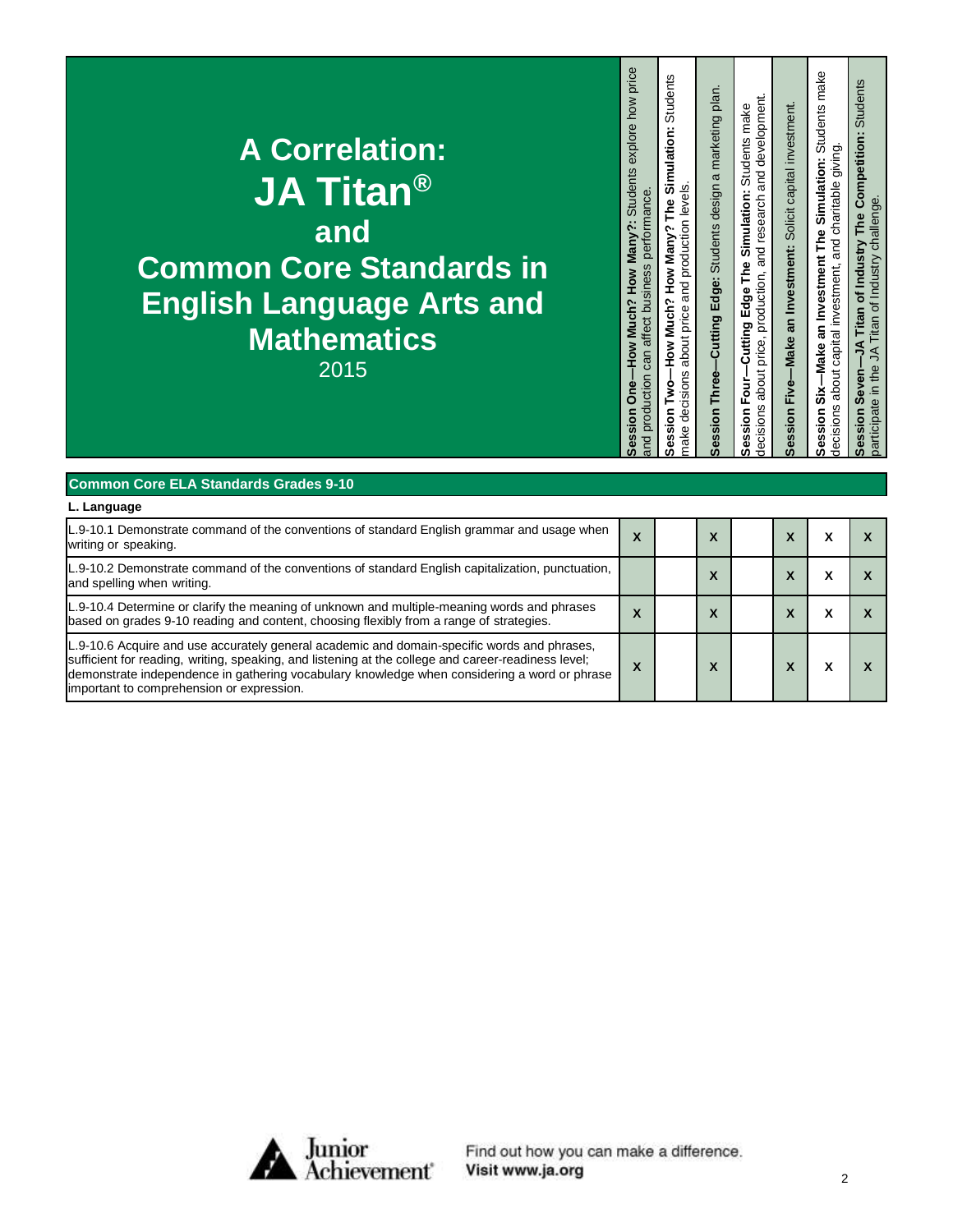# A Correlation: JA Titan® and Common Core Standards in English Language Arts and Mathematics

2015

| Common Core ELA Standards Grades 9-10 | **Session One—How Much? How Many?:** Students explore how price and production can affect business performance. | **Session Two—How Much? How Many? The Simulation:** Students make decisions about price and production levels. | **Session Three—Cutting Edge:** Students design a marketing plan. | **Session Four—Cutting Edge The Simulation:** Students make decisions about price, production, and research and development. | **Session Five—Make an Investment:** Solicit capital investment. | **Session Six—Make an Investment The Simulation:** Students make decisions about capital investment, and charitable giving. | **Session Seven—JA Titan of Industry The Competition:** Students participate in the JA Titan of Industry challenge. |
|---|---|---|---|---|---|---|---|
| **L. Language** | | | | | | | |
| L.9-10.1 Demonstrate command of the conventions of standard English grammar and usage when writing or speaking. | X | | X | | X | X | X |
| L.9-10.2 Demonstrate command of the conventions of standard English capitalization, punctuation, and spelling when writing. | | | X | | X | X | X |
| L.9-10.4 Determine or clarify the meaning of unknown and multiple-meaning words and phrases based on grades 9-10 reading and content, choosing flexibly from a range of strategies. | X | | X | | X | X | X |
| L.9-10.6 Acquire and use accurately general academic and domain-specific words and phrases, sufficient for reading, writing, speaking, and listening at the college and career-readiness level; demonstrate independence in gathering vocabulary knowledge when considering a word or phrase important to comprehension or expression. | X | | X | | X | X | X |

Find out how you can make a difference.
Visit www.ja.org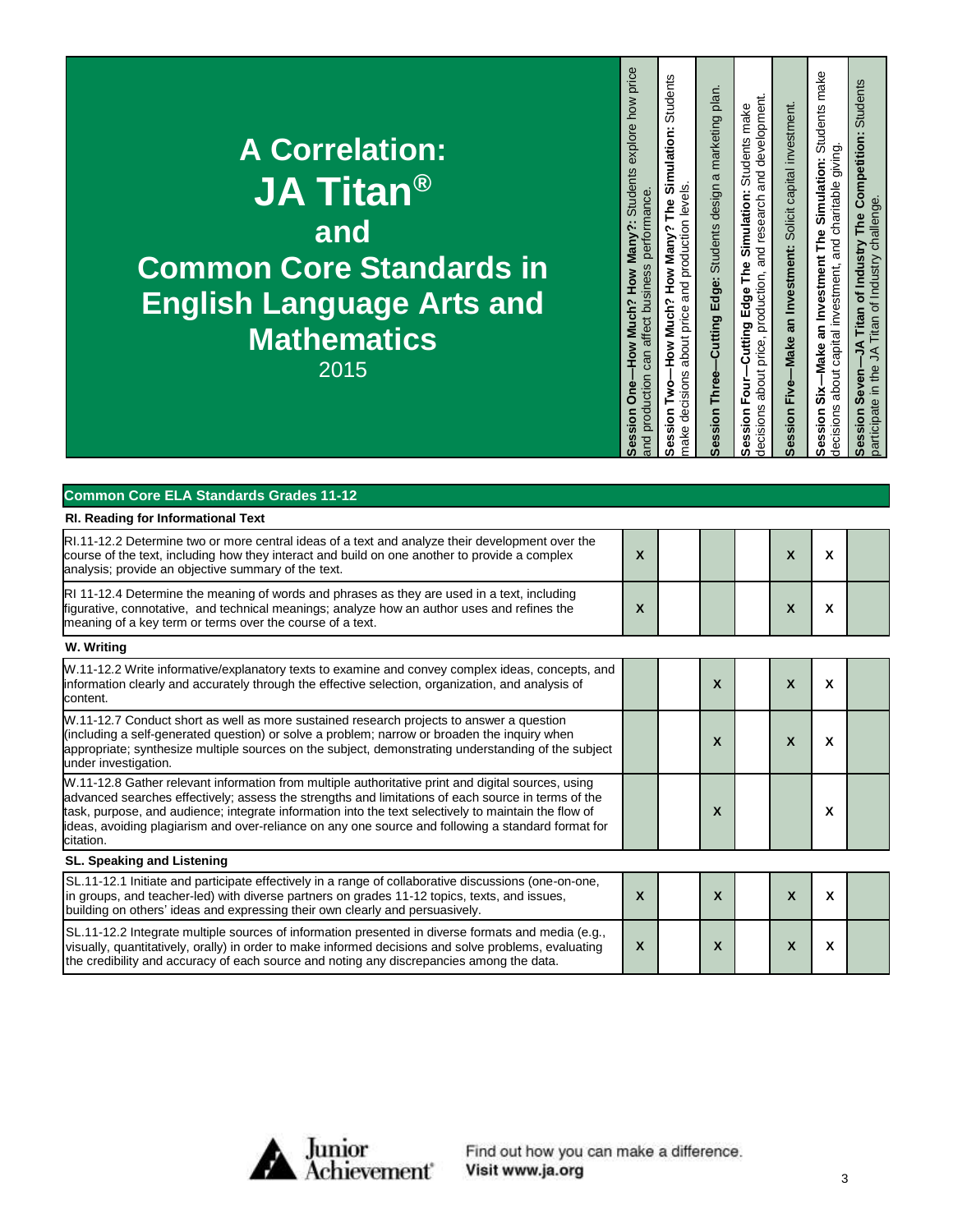# A Correlation: JA Titan® and Common Core Standards in English Language Arts and Mathematics

2015

| Common Core ELA Standards Grades 11-12 | **Session One—How Much? How Many?:** Students explore how price and production can affect business performance. | **Session Two—How Much? How Many? The Simulation:** Students make decisions about price and production levels. | **Session Three—Cutting Edge:** Students design a marketing plan. | **Session Four—Cutting Edge The Simulation:** Students make decisions about price, production, and research and development. | **Session Five—Make an Investment:** Solicit capital investment. | **Session Six—Make an Investment The Simulation:** Students make decisions about capital investment, and charitable giving. | **Session Seven—JA Titan of Industry The Competition:** Students participate in the JA Titan of Industry challenge. |
|---|---|---|---|---|---|---|---|
| **RI. Reading for Informational Text** | | | | | | | |
| RI.11-12.2 Determine two or more central ideas of a text and analyze their development over the course of the text, including how they interact and build on one another to provide a complex analysis; provide an objective summary of the text. | X | | | | X | X | |
| RI 11-12.4 Determine the meaning of words and phrases as they are used in a text, including figurative, connotative, and technical meanings; analyze how an author uses and refines the meaning of a key term or terms over the course of a text. | X | | | | X | X | |
| **W. Writing** | | | | | | | |
| W.11-12.2 Write informative/explanatory texts to examine and convey complex ideas, concepts, and information clearly and accurately through the effective selection, organization, and analysis of content. | | | X | | X | X | |
| W.11-12.7 Conduct short as well as more sustained research projects to answer a question (including a self-generated question) or solve a problem; narrow or broaden the inquiry when appropriate; synthesize multiple sources on the subject, demonstrating understanding of the subject under investigation. | | | X | | X | X | |
| W.11-12.8 Gather relevant information from multiple authoritative print and digital sources, using advanced searches effectively; assess the strengths and limitations of each source in terms of the task, purpose, and audience; integrate information into the text selectively to maintain the flow of ideas, avoiding plagiarism and over-reliance on any one source and following a standard format for citation. | | | X | | | X | |
| **SL. Speaking and Listening** | | | | | | | |
| SL.11-12.1 Initiate and participate effectively in a range of collaborative discussions (one-on-one, in groups, and teacher-led) with diverse partners on grades 11-12 topics, texts, and issues, building on others' ideas and expressing their own clearly and persuasively. | X | | X | | X | X | |
| SL.11-12.2 Integrate multiple sources of information presented in diverse formats and media (e.g., visually, quantitatively, orally) in order to make informed decisions and solve problems, evaluating the credibility and accuracy of each source and noting any discrepancies among the data. | X | | X | | X | X | |

Junior Achievement

Find out how you can make a difference.
**Visit www.ja.org**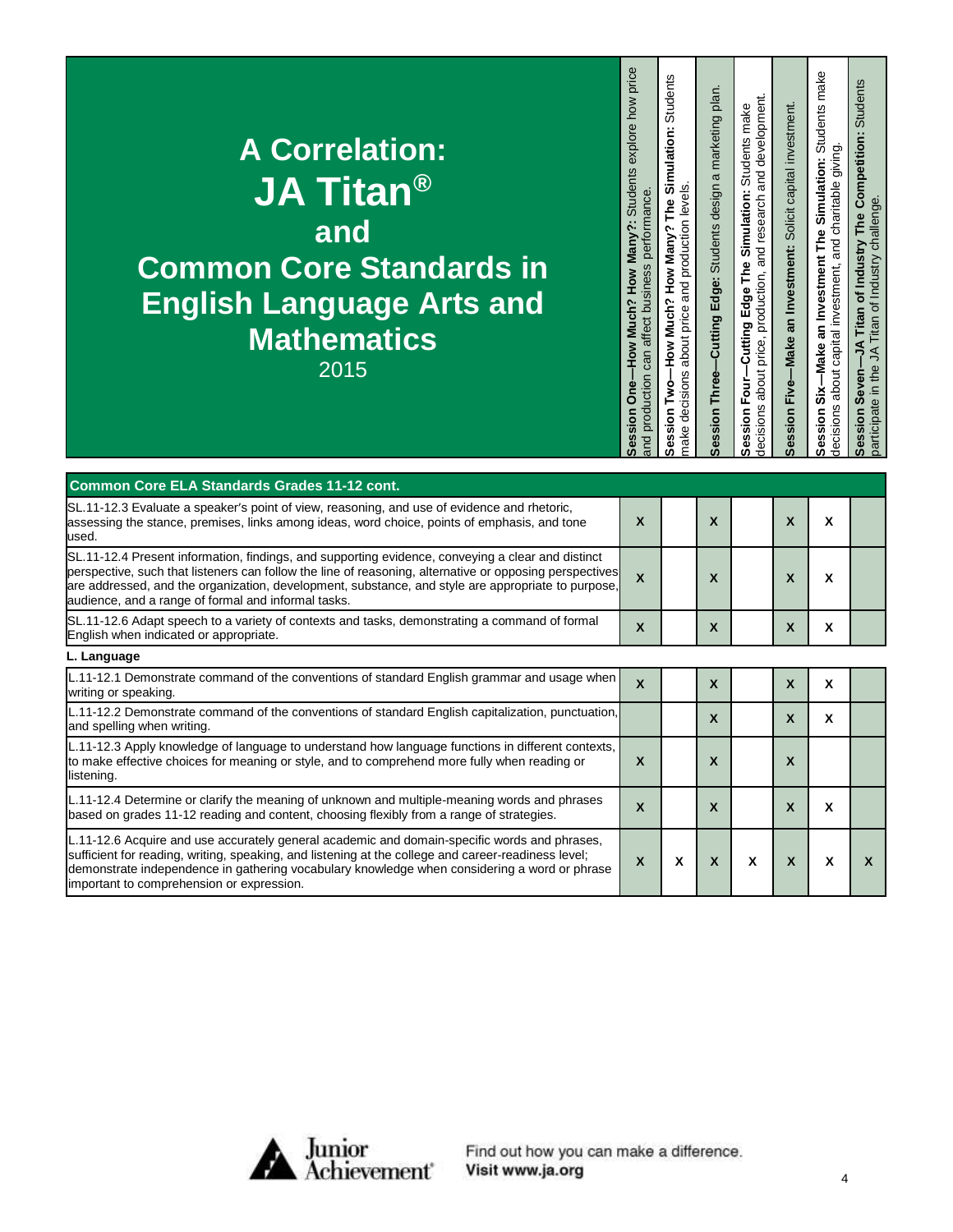# A Correlation: JA Titan® and Common Core Standards in English Language Arts and Mathematics

2015

| Common Core ELA Standards Grades 11-12 cont. | **Session One—How Much? How Many?:** Students explore how price and production can affect business performance. | **Session Two—How Much? How Many? The Simulation:** Students make decisions about price and production levels. | **Session Three—Cutting Edge:** Students design a marketing plan. | **Session Four—Cutting Edge The Simulation:** Students make decisions about price, production, and research and development. | **Session Five—Make an Investment:** Solicit capital investment. | **Session Six—Make an Investment The Simulation:** Students make decisions about capital investment, and charitable giving. | **Session Seven—JA Titan of Industry The Competition:** Students participate in the JA Titan of Industry challenge. |
|---|---|---|---|---|---|---|---|
| SL.11-12.3 Evaluate a speaker's point of view, reasoning, and use of evidence and rhetoric, assessing the stance, premises, links among ideas, word choice, points of emphasis, and tone used. | X | | X | | X | X | |
| SL.11-12.4 Present information, findings, and supporting evidence, conveying a clear and distinct perspective, such that listeners can follow the line of reasoning, alternative or opposing perspectives are addressed, and the organization, development, substance, and style are appropriate to purpose, audience, and a range of formal and informal tasks. | X | | X | | X | X | |
| SL.11-12.6 Adapt speech to a variety of contexts and tasks, demonstrating a command of formal English when indicated or appropriate. | X | | X | | X | X | |
| **L. Language** | | | | | | | |
| L.11-12.1 Demonstrate command of the conventions of standard English grammar and usage when writing or speaking. | X | | X | | X | X | |
| L.11-12.2 Demonstrate command of the conventions of standard English capitalization, punctuation, and spelling when writing. | | | X | | X | X | |
| L.11-12.3 Apply knowledge of language to understand how language functions in different contexts, to make effective choices for meaning or style, and to comprehend more fully when reading or listening. | X | | X | | X | | |
| L.11-12.4 Determine or clarify the meaning of unknown and multiple-meaning words and phrases based on grades 11-12 reading and content, choosing flexibly from a range of strategies. | X | | X | | X | X | |
| L.11-12.6 Acquire and use accurately general academic and domain-specific words and phrases, sufficient for reading, writing, speaking, and listening at the college and career-readiness level; demonstrate independence in gathering vocabulary knowledge when considering a word or phrase important to comprehension or expression. | X | X | X | X | X | X | X |

Junior Achievement

Find out how you can make a difference.
Visit www.ja.org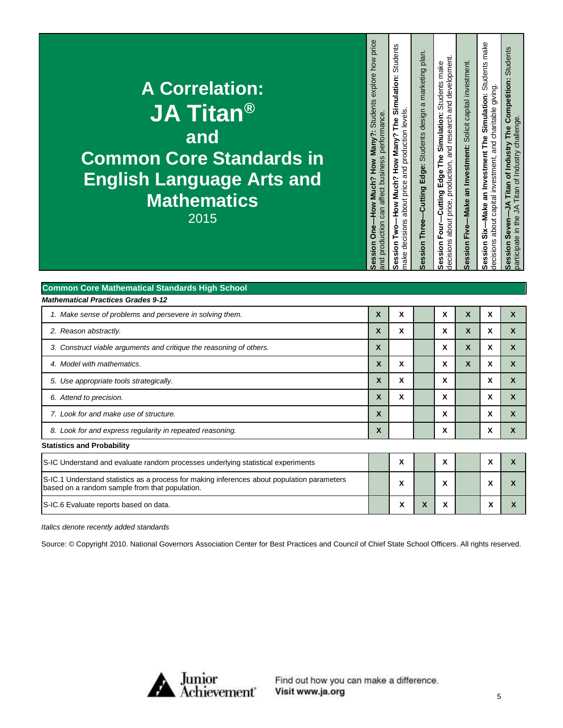# A Correlation: JA Titan® and Common Core Standards in English Language Arts and Mathematics

2015

| | **Session One—How Much? How Many?:** Students explore how price and production can affect business performance. | **Session Two—How Much? How Many? The Simulation:** Students make decisions about price and production levels. | **Session Three—Cutting Edge:** Students design a marketing plan. | **Session Four—Cutting Edge The Simulation:** Students make decisions about price, production, and research and development. | **Session Five—Make an Investment:** Solicit capital investment. | **Session Six—Make an Investment The Simulation:** Students make decisions about capital investment, and charitable giving. | **Session Seven—JA Titan of Industry The Competition:** Students participate in the JA Titan of Industry challenge. |
|---|---|---|---|---|---|---|---|
| **Common Core Mathematical Standards High School** | | | | | | | |
| ***Mathematical Practices Grades 9-12*** | | | | | | | |
| *1. Make sense of problems and persevere in solving them.* | X | X | | X | X | X | X |
| *2. Reason abstractly.* | X | X | | X | X | X | X |
| *3. Construct viable arguments and critique the reasoning of others.* | X | | | X | X | X | X |
| *4. Model with mathematics.* | X | X | | X | X | X | X |
| *5. Use appropriate tools strategically.* | X | X | | X | | X | X |
| *6. Attend to precision.* | X | X | | X | | X | X |
| *7. Look for and make use of structure.* | X | | | X | | X | X |
| *8. Look for and express regularity in repeated reasoning.* | X | | | X | | X | X |
| **Statistics and Probability** | | | | | | | |
| S-IC Understand and evaluate random processes underlying statistical experiments | | X | | X | | X | X |
| S-IC.1 Understand statistics as a process for making inferences about population parameters based on a random sample from that population. | | X | | X | | X | X |
| S-IC.6 Evaluate reports based on data. | | X | X | X | | X | X |

*Italics denote recently added standards*

Source: © Copyright 2010. National Governors Association Center for Best Practices and Council of Chief State School Officers. All rights reserved.

Junior Achievement

Find out how you can make a difference.
**Visit www.ja.org**